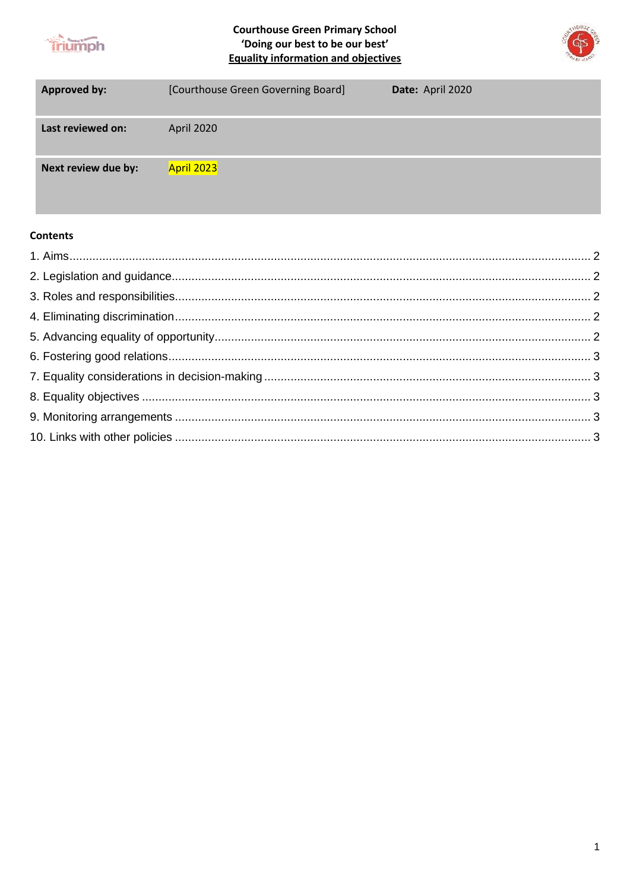**Courthouse Green Primary School**
**'Doing our best to be our best'**
**Equality information and objectives**

| **Approved by:** | [Courthouse Green Governing Board] | **Date:** April 2020 |
|---|---|---|
| **Last reviewed on:** | April 2020 | |
| **Next review due by:** | April 2023 | |

**Contents**

1. Aims ........ 2
2. Legislation and guidance ........ 2
3. Roles and responsibilities ........ 2
4. Eliminating discrimination ........ 2
5. Advancing equality of opportunity ........ 2
6. Fostering good relations ........ 3
7. Equality considerations in decision-making ........ 3
8. Equality objectives ........ 3
9. Monitoring arrangements ........ 3
10. Links with other policies ........ 3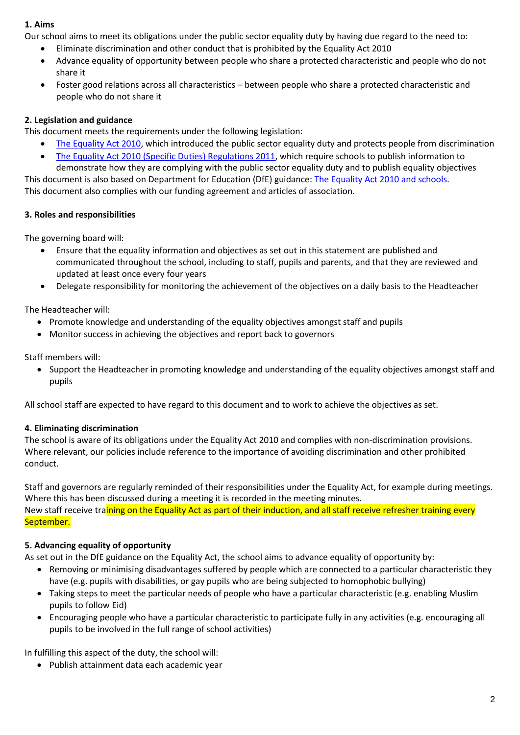## 1. Aims

Our school aims to meet its obligations under the public sector equality duty by having due regard to the need to:

- Eliminate discrimination and other conduct that is prohibited by the Equality Act 2010
- Advance equality of opportunity between people who share a protected characteristic and people who do not share it
- Foster good relations across all characteristics – between people who share a protected characteristic and people who do not share it

## 2. Legislation and guidance

This document meets the requirements under the following legislation:

- [The Equality Act 2010](), which introduced the public sector equality duty and protects people from discrimination
- [The Equality Act 2010 (Specific Duties) Regulations 2011](), which require schools to publish information to demonstrate how they are complying with the public sector equality duty and to publish equality objectives

This document is also based on Department for Education (DfE) guidance: [The Equality Act 2010 and schools.]()

This document also complies with our funding agreement and articles of association.

## 3. Roles and responsibilities

The governing board will:

- Ensure that the equality information and objectives as set out in this statement are published and communicated throughout the school, including to staff, pupils and parents, and that they are reviewed and updated at least once every four years
- Delegate responsibility for monitoring the achievement of the objectives on a daily basis to the Headteacher

The Headteacher will:

- Promote knowledge and understanding of the equality objectives amongst staff and pupils
- Monitor success in achieving the objectives and report back to governors

Staff members will:

- Support the Headteacher in promoting knowledge and understanding of the equality objectives amongst staff and pupils

All school staff are expected to have regard to this document and to work to achieve the objectives as set.

## 4. Eliminating discrimination

The school is aware of its obligations under the Equality Act 2010 and complies with non-discrimination provisions. Where relevant, our policies include reference to the importance of avoiding discrimination and other prohibited conduct.

Staff and governors are regularly reminded of their responsibilities under the Equality Act, for example during meetings. Where this has been discussed during a meeting it is recorded in the meeting minutes.

New staff receive training on the Equality Act as part of their induction, and all staff receive refresher training every September.

## 5. Advancing equality of opportunity

As set out in the DfE guidance on the Equality Act, the school aims to advance equality of opportunity by:

- Removing or minimising disadvantages suffered by people which are connected to a particular characteristic they have (e.g. pupils with disabilities, or gay pupils who are being subjected to homophobic bullying)
- Taking steps to meet the particular needs of people who have a particular characteristic (e.g. enabling Muslim pupils to follow Eid)
- Encouraging people who have a particular characteristic to participate fully in any activities (e.g. encouraging all pupils to be involved in the full range of school activities)

In fulfilling this aspect of the duty, the school will:

- Publish attainment data each academic year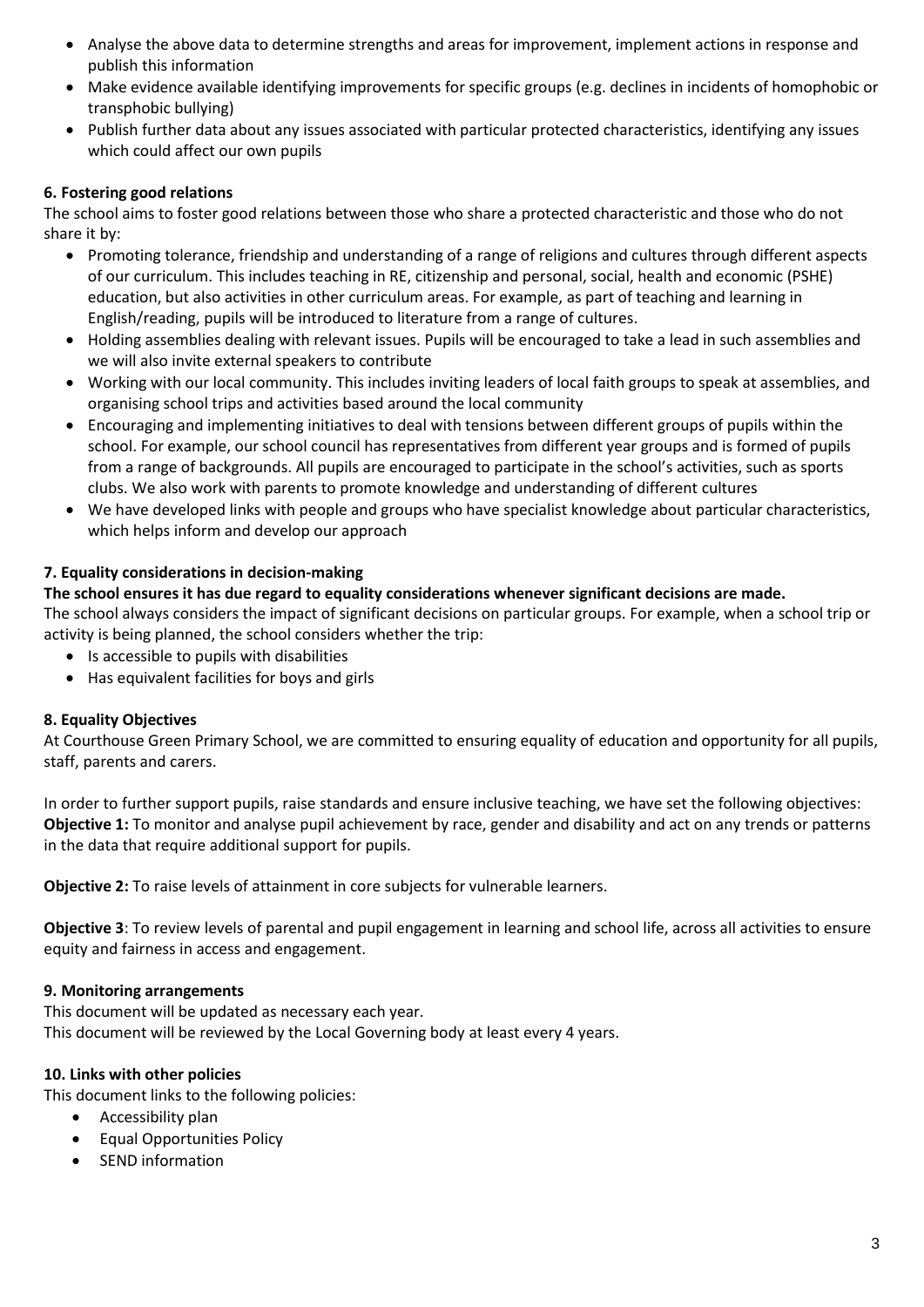- Analyse the above data to determine strengths and areas for improvement, implement actions in response and publish this information
- Make evidence available identifying improvements for specific groups (e.g. declines in incidents of homophobic or transphobic bullying)
- Publish further data about any issues associated with particular protected characteristics, identifying any issues which could affect our own pupils

**6. Fostering good relations**

The school aims to foster good relations between those who share a protected characteristic and those who do not share it by:

- Promoting tolerance, friendship and understanding of a range of religions and cultures through different aspects of our curriculum. This includes teaching in RE, citizenship and personal, social, health and economic (PSHE) education, but also activities in other curriculum areas. For example, as part of teaching and learning in English/reading, pupils will be introduced to literature from a range of cultures.
- Holding assemblies dealing with relevant issues. Pupils will be encouraged to take a lead in such assemblies and we will also invite external speakers to contribute
- Working with our local community. This includes inviting leaders of local faith groups to speak at assemblies, and organising school trips and activities based around the local community
- Encouraging and implementing initiatives to deal with tensions between different groups of pupils within the school. For example, our school council has representatives from different year groups and is formed of pupils from a range of backgrounds. All pupils are encouraged to participate in the school's activities, such as sports clubs. We also work with parents to promote knowledge and understanding of different cultures
- We have developed links with people and groups who have specialist knowledge about particular characteristics, which helps inform and develop our approach

**7. Equality considerations in decision-making**

**The school ensures it has due regard to equality considerations whenever significant decisions are made.**

The school always considers the impact of significant decisions on particular groups. For example, when a school trip or activity is being planned, the school considers whether the trip:

- Is accessible to pupils with disabilities
- Has equivalent facilities for boys and girls

**8. Equality Objectives**

At Courthouse Green Primary School, we are committed to ensuring equality of education and opportunity for all pupils, staff, parents and carers.

In order to further support pupils, raise standards and ensure inclusive teaching, we have set the following objectives:

**Objective 1:** To monitor and analyse pupil achievement by race, gender and disability and act on any trends or patterns in the data that require additional support for pupils.

**Objective 2:** To raise levels of attainment in core subjects for vulnerable learners.

**Objective 3**: To review levels of parental and pupil engagement in learning and school life, across all activities to ensure equity and fairness in access and engagement.

**9. Monitoring arrangements**

This document will be updated as necessary each year.
This document will be reviewed by the Local Governing body at least every 4 years.

**10. Links with other policies**

This document links to the following policies:

- Accessibility plan
- Equal Opportunities Policy
- SEND information